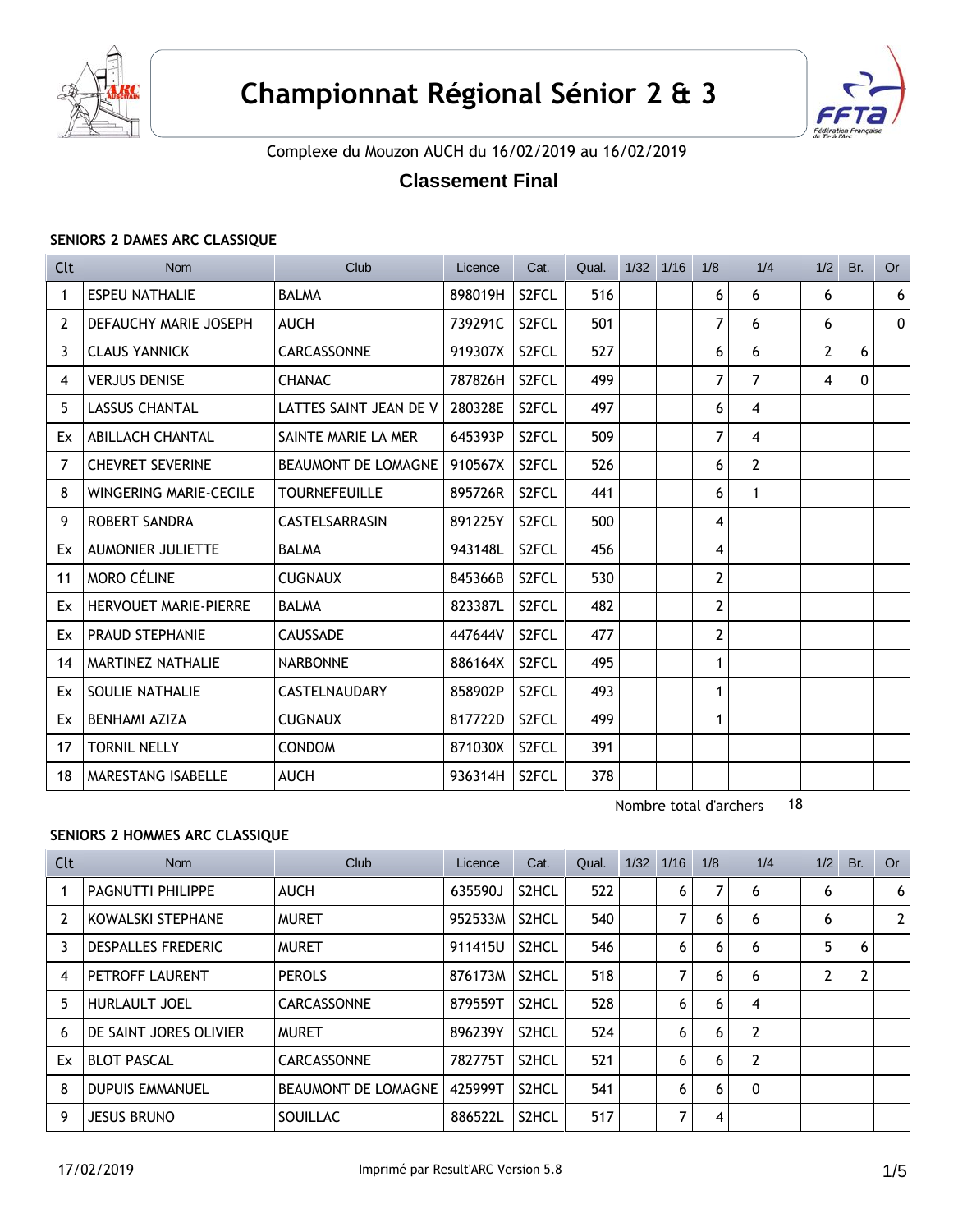# Championnat Régional Sénior 2 & 3

Complexe du Mouzon AUCH du 16/02/2019 au 16/02/2019

## Classement Final

### SENIORS 2 DAMES ARC CLASSIQUE

| Clt | Nom | Club | Licence | Cat. | Qual. | 1/32 | 1/16 | 1/8 | 1/4 | 1/2 | Br. | Or |
|---|---|---|---|---|---|---|---|---|---|---|---|---|
| 1 | ESPEU NATHALIE | BALMA | 898019H | S2FCL | 516 | | | 6 | 6 | 6 | | 6 |
| 2 | DEFAUCHY MARIE JOSEPH | AUCH | 739291C | S2FCL | 501 | | | 7 | 6 | 6 | | 0 |
| 3 | CLAUS YANNICK | CARCASSONNE | 919307X | S2FCL | 527 | | | 6 | 6 | 2 | 6 | |
| 4 | VERJUS DENISE | CHANAC | 787826H | S2FCL | 499 | | | 7 | 7 | 4 | 0 | |
| 5 | LASSUS CHANTAL | LATTES SAINT JEAN DE V | 280328E | S2FCL | 497 | | | 6 | 4 | | | |
| Ex | ABILLACH CHANTAL | SAINTE MARIE LA MER | 645393P | S2FCL | 509 | | | 7 | 4 | | | |
| 7 | CHEVRET SEVERINE | BEAUMONT DE LOMAGNE | 910567X | S2FCL | 526 | | | 6 | 2 | | | |
| 8 | WINGERING MARIE-CECILE | TOURNEFEUILLE | 895726R | S2FCL | 441 | | | 6 | 1 | | | |
| 9 | ROBERT SANDRA | CASTELSARRASIN | 891225Y | S2FCL | 500 | | | 4 | | | | |
| Ex | AUMONIER JULIETTE | BALMA | 943148L | S2FCL | 456 | | | 4 | | | | |
| 11 | MORO CÉLINE | CUGNAUX | 845366B | S2FCL | 530 | | | 2 | | | | |
| Ex | HERVOUET MARIE-PIERRE | BALMA | 823387L | S2FCL | 482 | | | 2 | | | | |
| Ex | PRAUD STEPHANIE | CAUSSADE | 447644V | S2FCL | 477 | | | 2 | | | | |
| 14 | MARTINEZ NATHALIE | NARBONNE | 886164X | S2FCL | 495 | | | 1 | | | | |
| Ex | SOULIE NATHALIE | CASTELNAUDARY | 858902P | S2FCL | 493 | | | 1 | | | | |
| Ex | BENHAMI AZIZA | CUGNAUX | 817722D | S2FCL | 499 | | | 1 | | | | |
| 17 | TORNIL NELLY | CONDOM | 871030X | S2FCL | 391 | | | | | | | |
| 18 | MARESTANG ISABELLE | AUCH | 936314H | S2FCL | 378 | | | | | | | |

Nombre total d'archers 18

### SENIORS 2 HOMMES ARC CLASSIQUE

| Clt | Nom | Club | Licence | Cat. | Qual. | 1/32 | 1/16 | 1/8 | 1/4 | 1/2 | Br. | Or |
|---|---|---|---|---|---|---|---|---|---|---|---|---|
| 1 | PAGNUTTI PHILIPPE | AUCH | 635590J | S2HCL | 522 | | 6 | 7 | 6 | 6 | | 6 |
| 2 | KOWALSKI STEPHANE | MURET | 952533M | S2HCL | 540 | | 7 | 6 | 6 | 6 | | 2 |
| 3 | DESPALLES FREDERIC | MURET | 911415U | S2HCL | 546 | | 6 | 6 | 6 | 5 | 6 | |
| 4 | PETROFF LAURENT | PEROLS | 876173M | S2HCL | 518 | | 7 | 6 | 6 | 2 | 2 | |
| 5 | HURLAULT JOEL | CARCASSONNE | 879559T | S2HCL | 528 | | 6 | 6 | 4 | | | |
| 6 | DE SAINT JORES OLIVIER | MURET | 896239Y | S2HCL | 524 | | 6 | 6 | 2 | | | |
| Ex | BLOT PASCAL | CARCASSONNE | 782775T | S2HCL | 521 | | 6 | 6 | 2 | | | |
| 8 | DUPUIS EMMANUEL | BEAUMONT DE LOMAGNE | 425999T | S2HCL | 541 | | 6 | 6 | 0 | | | |
| 9 | JESUS BRUNO | SOUILLAC | 886522L | S2HCL | 517 | | 7 | 4 | | | | |

17/02/2019 Imprimé par Result'ARC Version 5.8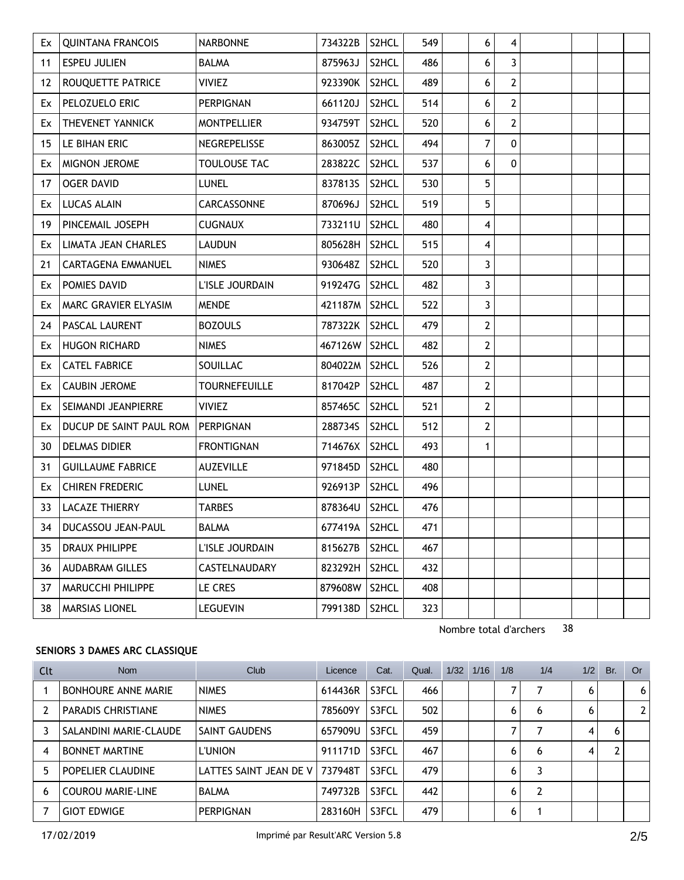| Clt | Nom | Club | Licence | Cat. | Qual. | 1/32 | 1/16 | 1/8 | 1/4 | 1/2 | Br. | Or |
|---|---|---|---|---|---|---|---|---|---|---|---|---|
| Ex | QUINTANA FRANCOIS | NARBONNE | 734322B | S2HCL | 549 | | 6 | 4 | | | | |
| 11 | ESPEU JULIEN | BALMA | 875963J | S2HCL | 486 | | 6 | 3 | | | | |
| 12 | ROUQUETTE PATRICE | VIVIEZ | 923390K | S2HCL | 489 | | 6 | 2 | | | | |
| Ex | PELOZUELO ERIC | PERPIGNAN | 661120J | S2HCL | 514 | | 6 | 2 | | | | |
| Ex | THEVENET YANNICK | MONTPELLIER | 934759T | S2HCL | 520 | | 6 | 2 | | | | |
| 15 | LE BIHAN ERIC | NEGREPELISSE | 863005Z | S2HCL | 494 | | 7 | 0 | | | | |
| Ex | MIGNON JEROME | TOULOUSE TAC | 283822C | S2HCL | 537 | | 6 | 0 | | | | |
| 17 | OGER DAVID | LUNEL | 837813S | S2HCL | 530 | | 5 | | | | | |
| Ex | LUCAS ALAIN | CARCASSONNE | 870696J | S2HCL | 519 | | 5 | | | | | |
| 19 | PINCEMAIL JOSEPH | CUGNAUX | 733211U | S2HCL | 480 | | 4 | | | | | |
| Ex | LIMATA JEAN CHARLES | LAUDUN | 805628H | S2HCL | 515 | | 4 | | | | | |
| 21 | CARTAGENA EMMANUEL | NIMES | 930648Z | S2HCL | 520 | | 3 | | | | | |
| Ex | POMIES DAVID | L'ISLE JOURDAIN | 919247G | S2HCL | 482 | | 3 | | | | | |
| Ex | MARC GRAVIER ELYASIM | MENDE | 421187M | S2HCL | 522 | | 3 | | | | | |
| 24 | PASCAL LAURENT | BOZOULS | 787322K | S2HCL | 479 | | 2 | | | | | |
| Ex | HUGON RICHARD | NIMES | 467126W | S2HCL | 482 | | 2 | | | | | |
| Ex | CATEL FABRICE | SOUILLAC | 804022M | S2HCL | 526 | | 2 | | | | | |
| Ex | CAUBIN JEROME | TOURNEFEUILLE | 817042P | S2HCL | 487 | | 2 | | | | | |
| Ex | SEIMANDI JEANPIERRE | VIVIEZ | 857465C | S2HCL | 521 | | 2 | | | | | |
| Ex | DUCUP DE SAINT PAUL ROM | PERPIGNAN | 288734S | S2HCL | 512 | | 2 | | | | | |
| 30 | DELMAS DIDIER | FRONTIGNAN | 714676X | S2HCL | 493 | | 1 | | | | | |
| 31 | GUILLAUME FABRICE | AUZEVILLE | 971845D | S2HCL | 480 | | | | | | | |
| Ex | CHIREN FREDERIC | LUNEL | 926913P | S2HCL | 496 | | | | | | | |
| 33 | LACAZE THIERRY | TARBES | 878364U | S2HCL | 476 | | | | | | | |
| 34 | DUCASSOU JEAN-PAUL | BALMA | 677419A | S2HCL | 471 | | | | | | | |
| 35 | DRAUX PHILIPPE | L'ISLE JOURDAIN | 815627B | S2HCL | 467 | | | | | | | |
| 36 | AUDABRAM GILLES | CASTELNAUDARY | 823292H | S2HCL | 432 | | | | | | | |
| 37 | MARUCCHI PHILIPPE | LE CRES | 879608W | S2HCL | 408 | | | | | | | |
| 38 | MARSIAS LIONEL | LEGUEVIN | 799138D | S2HCL | 323 | | | | | | | |

Nombre total d'archers 38

**SENIORS 3 DAMES ARC CLASSIQUE**

| Clt | Nom | Club | Licence | Cat. | Qual. | 1/32 | 1/16 | 1/8 | 1/4 | 1/2 | Br. | Or |
|---|---|---|---|---|---|---|---|---|---|---|---|---|
| 1 | BONHOURE ANNE MARIE | NIMES | 614436R | S3FCL | 466 | | | 7 | 7 | 6 | | 6 |
| 2 | PARADIS CHRISTIANE | NIMES | 785609Y | S3FCL | 502 | | | 6 | 6 | 6 | | 2 |
| 3 | SALANDINI MARIE-CLAUDE | SAINT GAUDENS | 657909U | S3FCL | 459 | | | 7 | 7 | 4 | 6 | |
| 4 | BONNET MARTINE | L'UNION | 911171D | S3FCL | 467 | | | 6 | 6 | 4 | 2 | |
| 5 | POPELIER CLAUDINE | LATTES SAINT JEAN DE V | 737948T | S3FCL | 479 | | | 6 | 3 | | | |
| 6 | COUROU MARIE-LINE | BALMA | 749732B | S3FCL | 442 | | | 6 | 2 | | | |
| 7 | GIOT EDWIGE | PERPIGNAN | 283160H | S3FCL | 479 | | | 6 | 1 | | | |

17/02/2019 Imprimé par Result'ARC Version 5.8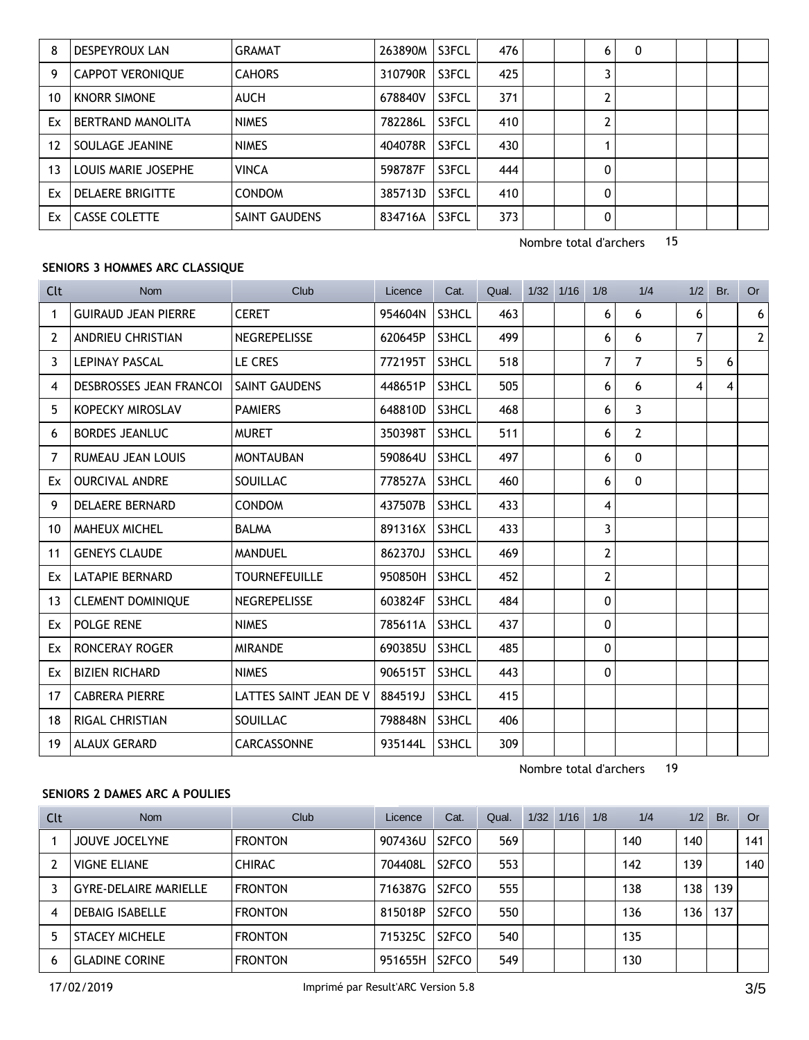| Clt | Nom | Club | Licence | Cat. | Qual. | 1/32 | 1/16 | 1/8 | 1/4 | 1/2 | Br. | Or |
|---|---|---|---|---|---|---|---|---|---|---|---|---|
| 8 | DESPEYROUX LAN | GRAMAT | 263890M | S3FCL | 476 | | | 6 | 0 | | | |
| 9 | CAPPOT VERONIQUE | CAHORS | 310790R | S3FCL | 425 | | | 3 | | | | |
| 10 | KNORR SIMONE | AUCH | 678840V | S3FCL | 371 | | | 2 | | | | |
| Ex | BERTRAND MANOLITA | NIMES | 782286L | S3FCL | 410 | | | 2 | | | | |
| 12 | SOULAGE JEANINE | NIMES | 404078R | S3FCL | 430 | | | 1 | | | | |
| 13 | LOUIS MARIE JOSEPHE | VINCA | 598787F | S3FCL | 444 | | | 0 | | | | |
| Ex | DELAERE BRIGITTE | CONDOM | 385713D | S3FCL | 410 | | | 0 | | | | |
| Ex | CASSE COLETTE | SAINT GAUDENS | 834716A | S3FCL | 373 | | | 0 | | | | |

Nombre total d'archers 15

**SENIORS 3 HOMMES ARC CLASSIQUE**

| Clt | Nom | Club | Licence | Cat. | Qual. | 1/32 | 1/16 | 1/8 | 1/4 | 1/2 | Br. | Or |
|---|---|---|---|---|---|---|---|---|---|---|---|---|
| 1 | GUIRAUD JEAN PIERRE | CERET | 954604N | S3HCL | 463 | | | 6 | 6 | 6 | | 6 |
| 2 | ANDRIEU CHRISTIAN | NEGREPELISSE | 620645P | S3HCL | 499 | | | 6 | 6 | 7 | | 2 |
| 3 | LEPINAY PASCAL | LE CRES | 772195T | S3HCL | 518 | | | 7 | 7 | 5 | 6 | |
| 4 | DESBROSSES JEAN FRANCOI | SAINT GAUDENS | 448651P | S3HCL | 505 | | | 6 | 6 | 4 | 4 | |
| 5 | KOPECKY MIROSLAV | PAMIERS | 648810D | S3HCL | 468 | | | 6 | 3 | | | |
| 6 | BORDES JEANLUC | MURET | 350398T | S3HCL | 511 | | | 6 | 2 | | | |
| 7 | RUMEAU JEAN LOUIS | MONTAUBAN | 590864U | S3HCL | 497 | | | 6 | 0 | | | |
| Ex | OURCIVAL ANDRE | SOUILLAC | 778527A | S3HCL | 460 | | | 6 | 0 | | | |
| 9 | DELAERE BERNARD | CONDOM | 437507B | S3HCL | 433 | | | 4 | | | | |
| 10 | MAHEUX MICHEL | BALMA | 891316X | S3HCL | 433 | | | 3 | | | | |
| 11 | GENEYS CLAUDE | MANDUEL | 862370J | S3HCL | 469 | | | 2 | | | | |
| Ex | LATAPIE BERNARD | TOURNEFEUILLE | 950850H | S3HCL | 452 | | | 2 | | | | |
| 13 | CLEMENT DOMINIQUE | NEGREPELISSE | 603824F | S3HCL | 484 | | | 0 | | | | |
| Ex | POLGE RENE | NIMES | 785611A | S3HCL | 437 | | | 0 | | | | |
| Ex | RONCERAY ROGER | MIRANDE | 690385U | S3HCL | 485 | | | 0 | | | | |
| Ex | BIZIEN RICHARD | NIMES | 906515T | S3HCL | 443 | | | 0 | | | | |
| 17 | CABRERA PIERRE | LATTES SAINT JEAN DE V | 884519J | S3HCL | 415 | | | | | | | |
| 18 | RIGAL CHRISTIAN | SOUILLAC | 798848N | S3HCL | 406 | | | | | | | |
| 19 | ALAUX GERARD | CARCASSONNE | 935144L | S3HCL | 309 | | | | | | | |

Nombre total d'archers 19

**SENIORS 2 DAMES ARC A POULIES**

| Clt | Nom | Club | Licence | Cat. | Qual. | 1/32 | 1/16 | 1/8 | 1/4 | 1/2 | Br. | Or |
|---|---|---|---|---|---|---|---|---|---|---|---|---|
| 1 | JOUVE JOCELYNE | FRONTON | 907436U | S2FCO | 569 | | | | 140 | 140 | | 141 |
| 2 | VIGNE ELIANE | CHIRAC | 704408L | S2FCO | 553 | | | | 142 | 139 | | 140 |
| 3 | GYRE-DELAIRE MARIELLE | FRONTON | 716387G | S2FCO | 555 | | | | 138 | 138 | 139 | |
| 4 | DEBAIG ISABELLE | FRONTON | 815018P | S2FCO | 550 | | | | 136 | 136 | 137 | |
| 5 | STACEY MICHELE | FRONTON | 715325C | S2FCO | 540 | | | | 135 | | | |
| 6 | GLADINE CORINE | FRONTON | 951655H | S2FCO | 549 | | | | 130 | | | |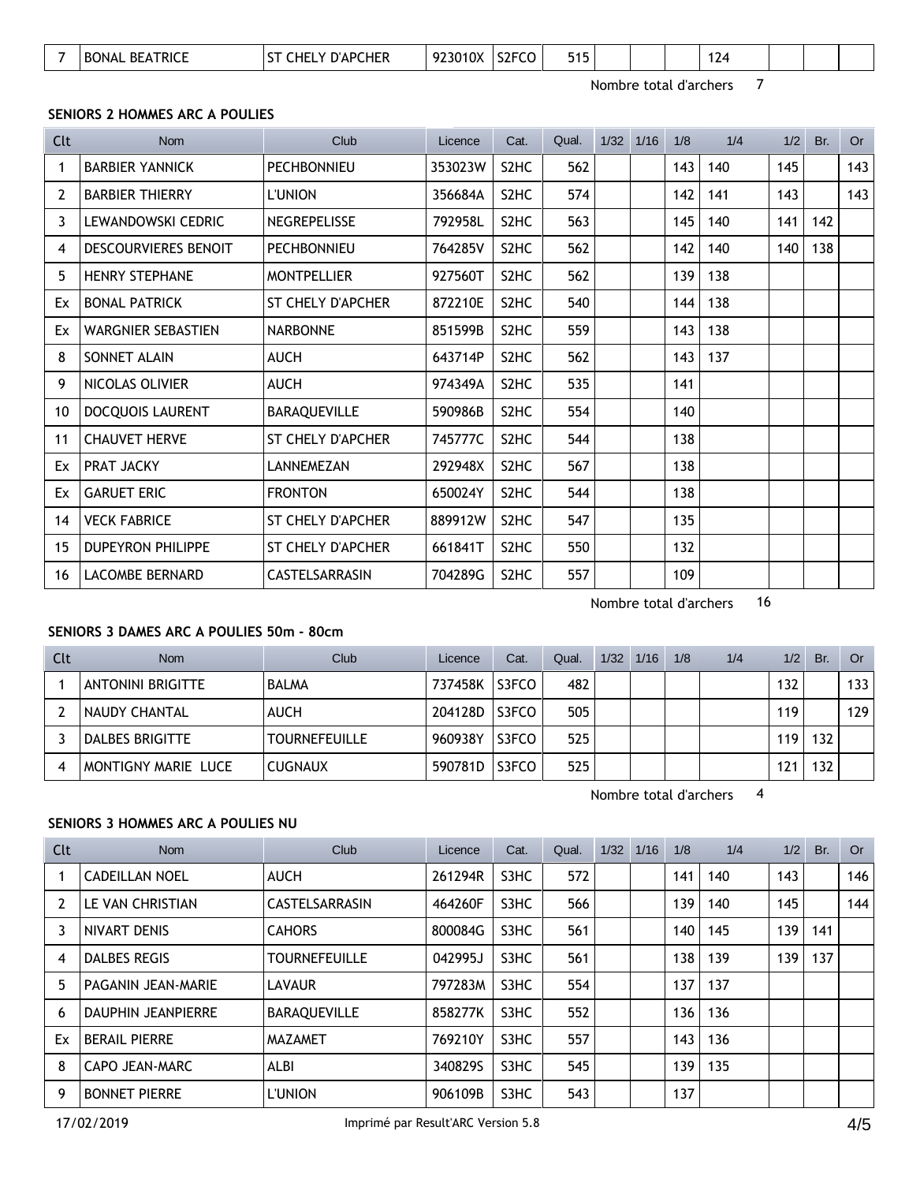| 7 | BONAL BEATRICE | ST CHELY D'APCHER | 923010X | S2FCO | 515 | | | | 124 | | | |
|---|---|---|---|---|---|---|---|---|---|---|---|---|

Nombre total d'archers 7

### SENIORS 2 HOMMES ARC A POULIES

| Clt | Nom | Club | Licence | Cat. | Qual. | 1/32 | 1/16 | 1/8 | 1/4 | 1/2 | Br. | Or |
|---|---|---|---|---|---|---|---|---|---|---|---|---|
| 1 | BARBIER YANNICK | PECHBONNIEU | 353023W | S2HC | 562 | | | 143 | 140 | 145 | | 143 |
| 2 | BARBIER THIERRY | L'UNION | 356684A | S2HC | 574 | | | 142 | 141 | 143 | | 143 |
| 3 | LEWANDOWSKI CEDRIC | NEGREPELISSE | 792958L | S2HC | 563 | | | 145 | 140 | 141 | 142 | |
| 4 | DESCOURVIERES BENOIT | PECHBONNIEU | 764285V | S2HC | 562 | | | 142 | 140 | 140 | 138 | |
| 5 | HENRY STEPHANE | MONTPELLIER | 927560T | S2HC | 562 | | | 139 | 138 | | | |
| Ex | BONAL PATRICK | ST CHELY D'APCHER | 872210E | S2HC | 540 | | | 144 | 138 | | | |
| Ex | WARGNIER SEBASTIEN | NARBONNE | 851599B | S2HC | 559 | | | 143 | 138 | | | |
| 8 | SONNET ALAIN | AUCH | 643714P | S2HC | 562 | | | 143 | 137 | | | |
| 9 | NICOLAS OLIVIER | AUCH | 974349A | S2HC | 535 | | | 141 | | | | |
| 10 | DOCQUOIS LAURENT | BARAQUEVILLE | 590986B | S2HC | 554 | | | 140 | | | | |
| 11 | CHAUVET HERVE | ST CHELY D'APCHER | 745777C | S2HC | 544 | | | 138 | | | | |
| Ex | PRAT JACKY | LANNEMEZAN | 292948X | S2HC | 567 | | | 138 | | | | |
| Ex | GARUET ERIC | FRONTON | 650024Y | S2HC | 544 | | | 138 | | | | |
| 14 | VECK FABRICE | ST CHELY D'APCHER | 889912W | S2HC | 547 | | | 135 | | | | |
| 15 | DUPEYRON PHILIPPE | ST CHELY D'APCHER | 661841T | S2HC | 550 | | | 132 | | | | |
| 16 | LACOMBE BERNARD | CASTELSARRASIN | 704289G | S2HC | 557 | | | 109 | | | | |

Nombre total d'archers 16

### SENIORS 3 DAMES ARC A POULIES 50m - 80cm

| Clt | Nom | Club | Licence | Cat. | Qual. | 1/32 | 1/16 | 1/8 | 1/4 | 1/2 | Br. | Or |
|---|---|---|---|---|---|---|---|---|---|---|---|---|
| 1 | ANTONINI BRIGITTE | BALMA | 737458K | S3FCO | 482 | | | | | 132 | | 133 |
| 2 | NAUDY CHANTAL | AUCH | 204128D | S3FCO | 505 | | | | | 119 | | 129 |
| 3 | DALBES BRIGITTE | TOURNEFEUILLE | 960938Y | S3FCO | 525 | | | | | 119 | 132 | |
| 4 | MONTIGNY MARIE LUCE | CUGNAUX | 590781D | S3FCO | 525 | | | | | 121 | 132 | |

Nombre total d'archers 4

### SENIORS 3 HOMMES ARC A POULIES NU

| Clt | Nom | Club | Licence | Cat. | Qual. | 1/32 | 1/16 | 1/8 | 1/4 | 1/2 | Br. | Or |
|---|---|---|---|---|---|---|---|---|---|---|---|---|
| 1 | CADEILLAN NOEL | AUCH | 261294R | S3HC | 572 | | | 141 | 140 | 143 | | 146 |
| 2 | LE VAN CHRISTIAN | CASTELSARRASIN | 464260F | S3HC | 566 | | | 139 | 140 | 145 | | 144 |
| 3 | NIVART DENIS | CAHORS | 800084G | S3HC | 561 | | | 140 | 145 | 139 | 141 | |
| 4 | DALBES REGIS | TOURNEFEUILLE | 042995J | S3HC | 561 | | | 138 | 139 | 139 | 137 | |
| 5 | PAGANIN JEAN-MARIE | LAVAUR | 797283M | S3HC | 554 | | | 137 | 137 | | | |
| 6 | DAUPHIN JEANPIERRE | BARAQUEVILLE | 858277K | S3HC | 552 | | | 136 | 136 | | | |
| Ex | BERAIL PIERRE | MAZAMET | 769210Y | S3HC | 557 | | | 143 | 136 | | | |
| 8 | CAPO JEAN-MARC | ALBI | 340829S | S3HC | 545 | | | 139 | 135 | | | |
| 9 | BONNET PIERRE | L'UNION | 906109B | S3HC | 543 | | | 137 | | | | |

17/02/2019 Imprimé par Result'ARC Version 5.8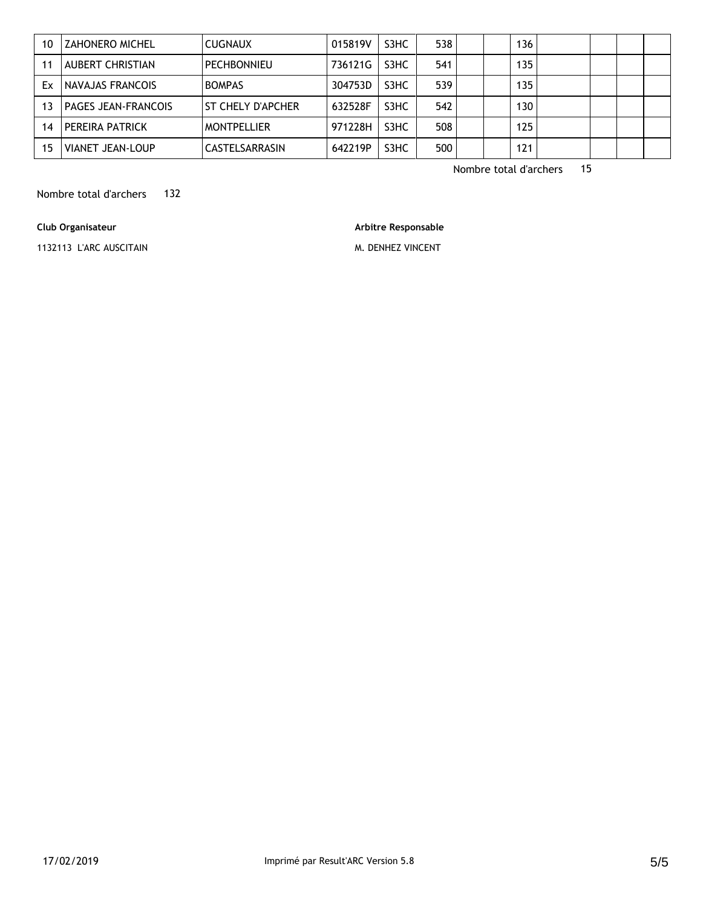| | | | | | | | | | | | | |
|---|---|---|---|---|---|---|---|---|---|---|---|---|
| 10 | ZAHONERO MICHEL | CUGNAUX | 015819V | S3HC | 538 | | | 136 | | | | |
| 11 | AUBERT CHRISTIAN | PECHBONNIEU | 736121G | S3HC | 541 | | | 135 | | | | |
| Ex | NAVAJAS FRANCOIS | BOMPAS | 304753D | S3HC | 539 | | | 135 | | | | |
| 13 | PAGES JEAN-FRANCOIS | ST CHELY D'APCHER | 632528F | S3HC | 542 | | | 130 | | | | |
| 14 | PEREIRA PATRICK | MONTPELLIER | 971228H | S3HC | 508 | | | 125 | | | | |
| 15 | VIANET JEAN-LOUP | CASTELSARRASIN | 642219P | S3HC | 500 | | | 121 | | | | |

Nombre total d'archers 15

Nombre total d'archers 132

**Club Organisateur**

1132113 L'ARC AUSCITAIN

**Arbitre Responsable**

M. DENHEZ VINCENT

17/02/2019 Imprimé par Result'ARC Version 5.8